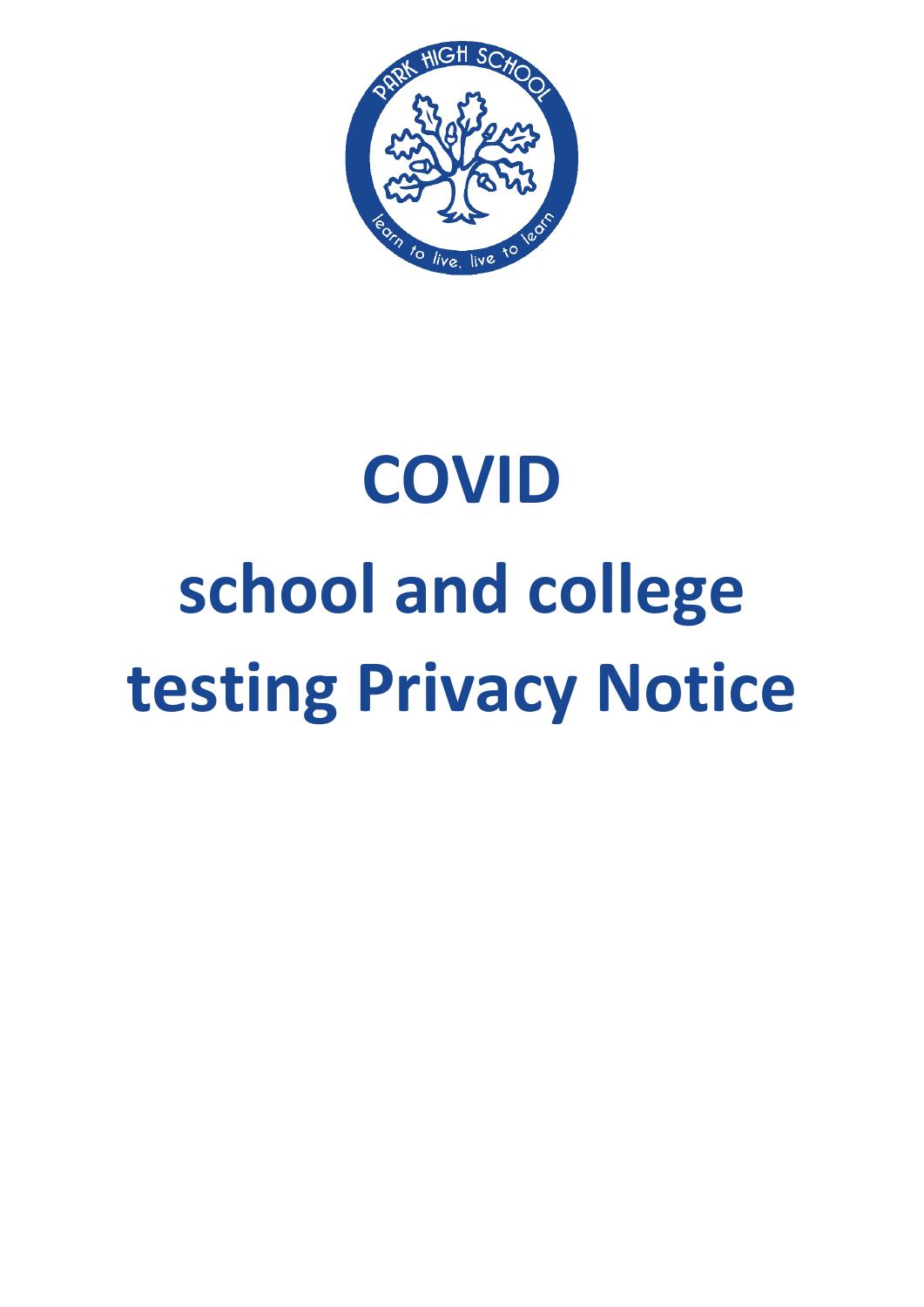# COVID school and college testing Privacy Notice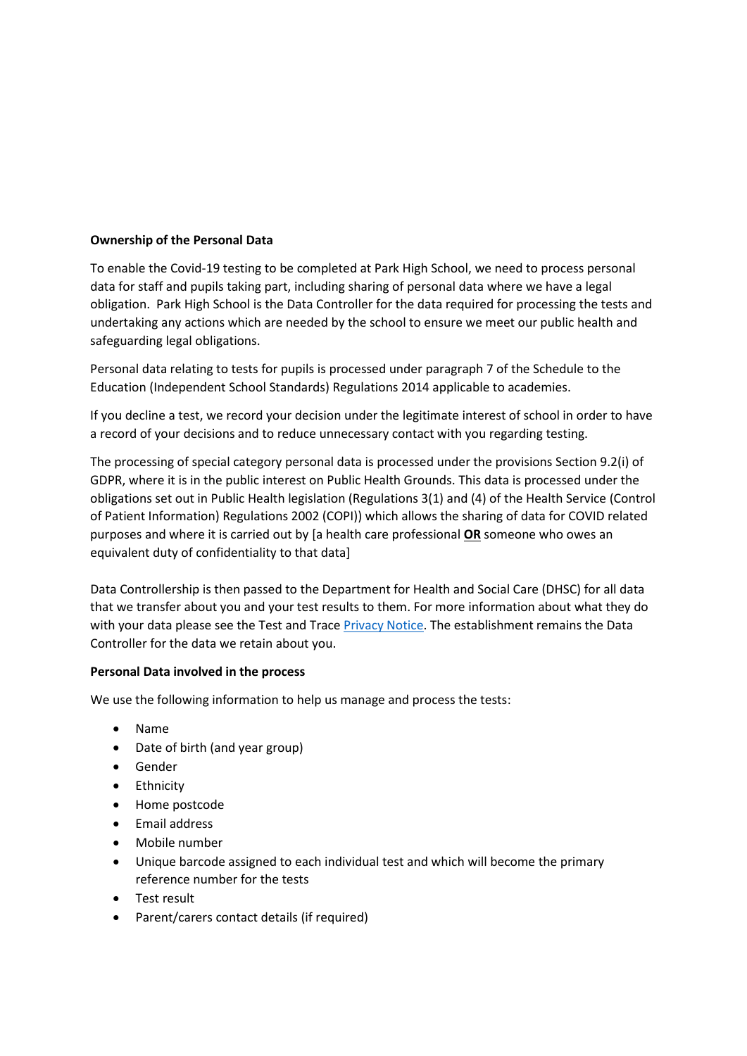**Ownership of the Personal Data**

To enable the Covid-19 testing to be completed at Park High School, we need to process personal data for staff and pupils taking part, including sharing of personal data where we have a legal obligation. Park High School is the Data Controller for the data required for processing the tests and undertaking any actions which are needed by the school to ensure we meet our public health and safeguarding legal obligations.

Personal data relating to tests for pupils is processed under paragraph 7 of the Schedule to the Education (Independent School Standards) Regulations 2014 applicable to academies.

If you decline a test, we record your decision under the legitimate interest of school in order to have a record of your decisions and to reduce unnecessary contact with you regarding testing.

The processing of special category personal data is processed under the provisions Section 9.2(i) of GDPR, where it is in the public interest on Public Health Grounds. This data is processed under the obligations set out in Public Health legislation (Regulations 3(1) and (4) of the Health Service (Control of Patient Information) Regulations 2002 (COPI)) which allows the sharing of data for COVID related purposes and where it is carried out by [a health care professional **OR** someone who owes an equivalent duty of confidentiality to that data]

Data Controllership is then passed to the Department for Health and Social Care (DHSC) for all data that we transfer about you and your test results to them. For more information about what they do with your data please see the Test and Trace Privacy Notice. The establishment remains the Data Controller for the data we retain about you.

**Personal Data involved in the process**

We use the following information to help us manage and process the tests:

- Name
- Date of birth (and year group)
- Gender
- Ethnicity
- Home postcode
- Email address
- Mobile number
- Unique barcode assigned to each individual test and which will become the primary reference number for the tests
- Test result
- Parent/carers contact details (if required)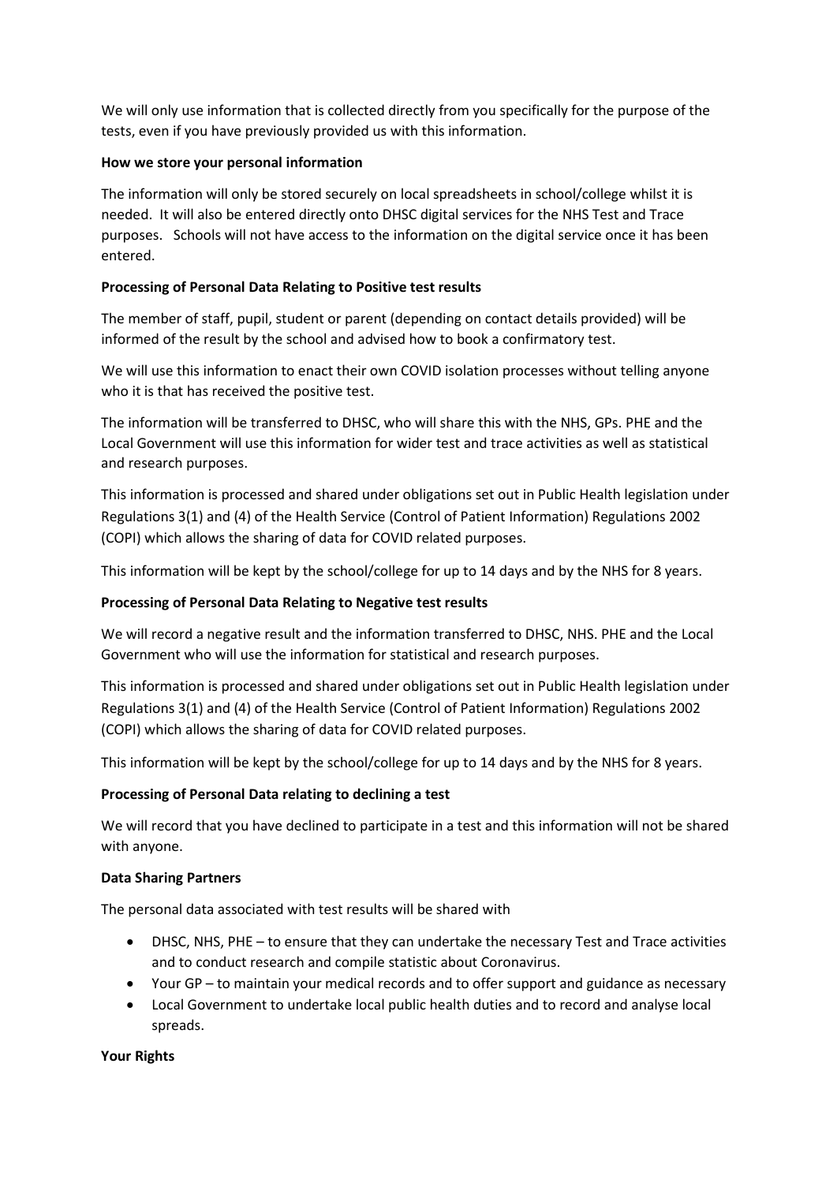We will only use information that is collected directly from you specifically for the purpose of the tests, even if you have previously provided us with this information.

**How we store your personal information**

The information will only be stored securely on local spreadsheets in school/college whilst it is needed. It will also be entered directly onto DHSC digital services for the NHS Test and Trace purposes. Schools will not have access to the information on the digital service once it has been entered.

**Processing of Personal Data Relating to Positive test results**

The member of staff, pupil, student or parent (depending on contact details provided) will be informed of the result by the school and advised how to book a confirmatory test.

We will use this information to enact their own COVID isolation processes without telling anyone who it is that has received the positive test.

The information will be transferred to DHSC, who will share this with the NHS, GPs. PHE and the Local Government will use this information for wider test and trace activities as well as statistical and research purposes.

This information is processed and shared under obligations set out in Public Health legislation under Regulations 3(1) and (4) of the Health Service (Control of Patient Information) Regulations 2002 (COPI) which allows the sharing of data for COVID related purposes.

This information will be kept by the school/college for up to 14 days and by the NHS for 8 years.

**Processing of Personal Data Relating to Negative test results**

We will record a negative result and the information transferred to DHSC, NHS. PHE and the Local Government who will use the information for statistical and research purposes.

This information is processed and shared under obligations set out in Public Health legislation under Regulations 3(1) and (4) of the Health Service (Control of Patient Information) Regulations 2002 (COPI) which allows the sharing of data for COVID related purposes.

This information will be kept by the school/college for up to 14 days and by the NHS for 8 years.

**Processing of Personal Data relating to declining a test**

We will record that you have declined to participate in a test and this information will not be shared with anyone.

**Data Sharing Partners**

The personal data associated with test results will be shared with

- DHSC, NHS, PHE – to ensure that they can undertake the necessary Test and Trace activities and to conduct research and compile statistic about Coronavirus.
- Your GP – to maintain your medical records and to offer support and guidance as necessary
- Local Government to undertake local public health duties and to record and analyse local spreads.

**Your Rights**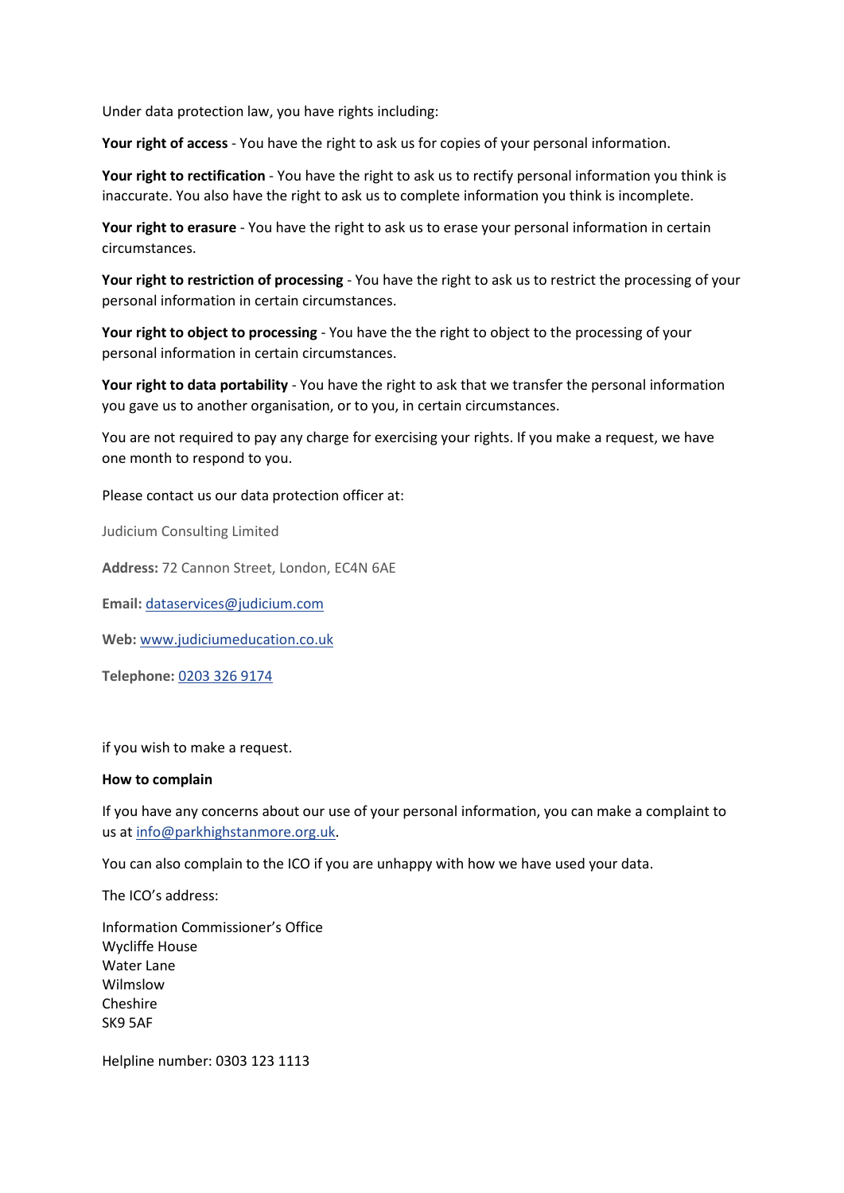Under data protection law, you have rights including:

**Your right of access** - You have the right to ask us for copies of your personal information.

**Your right to rectification** - You have the right to ask us to rectify personal information you think is inaccurate. You also have the right to ask us to complete information you think is incomplete.

**Your right to erasure** - You have the right to ask us to erase your personal information in certain circumstances.

**Your right to restriction of processing** - You have the right to ask us to restrict the processing of your personal information in certain circumstances.

**Your right to object to processing** - You have the the right to object to the processing of your personal information in certain circumstances.

**Your right to data portability** - You have the right to ask that we transfer the personal information you gave us to another organisation, or to you, in certain circumstances.

You are not required to pay any charge for exercising your rights. If you make a request, we have one month to respond to you.

Please contact us our data protection officer at:

Judicium Consulting Limited

**Address:** 72 Cannon Street, London, EC4N 6AE

**Email:** dataservices@judicium.com

**Web:** www.judiciumeducation.co.uk

**Telephone:** 0203 326 9174

if you wish to make a request.

**How to complain**

If you have any concerns about our use of your personal information, you can make a complaint to us at info@parkhighstanmore.org.uk.

You can also complain to the ICO if you are unhappy with how we have used your data.

The ICO's address:

Information Commissioner's Office
Wycliffe House
Water Lane
Wilmslow
Cheshire
SK9 5AF

Helpline number: 0303 123 1113